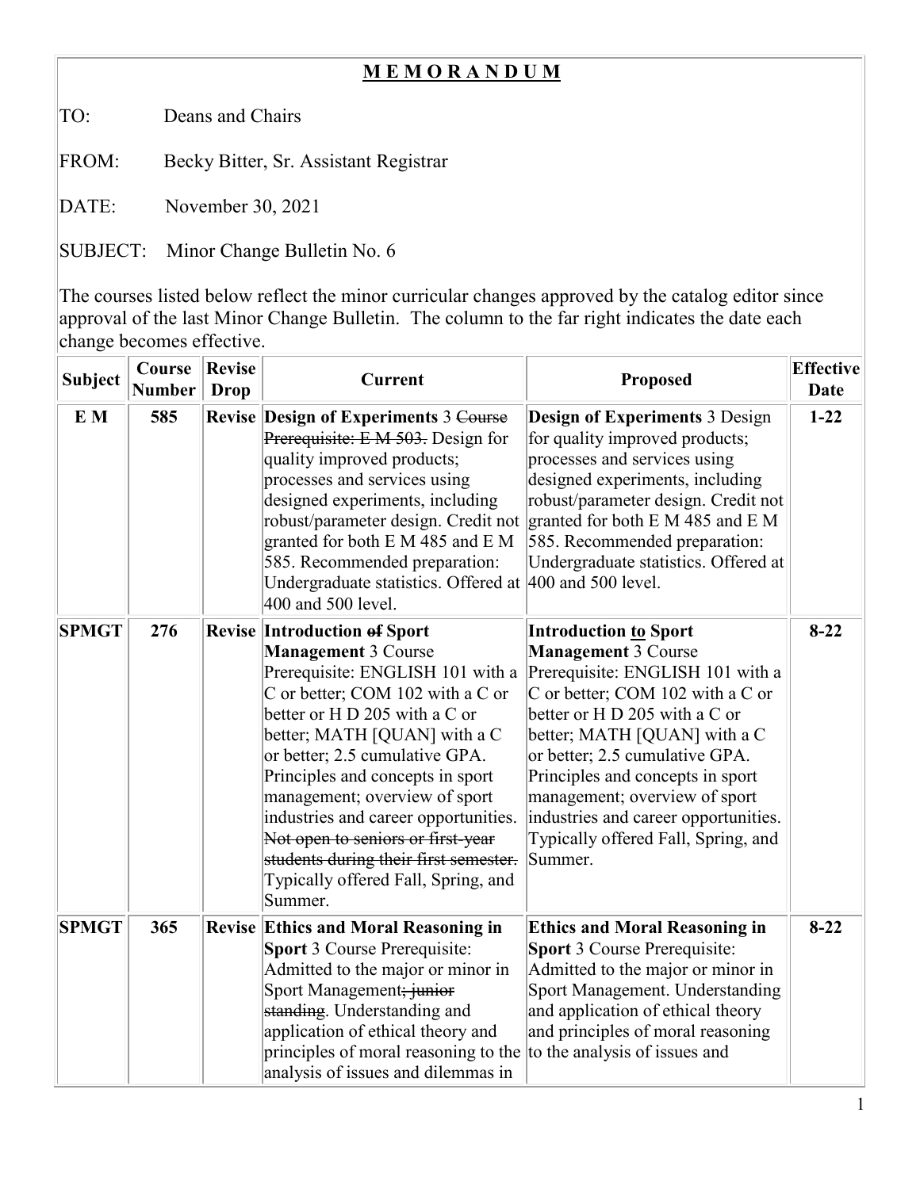**M E M O R A N D U M**

TO: Deans and Chairs

FROM: Becky Bitter, Sr. Assistant Registrar

DATE: November 30, 2021

SUBJECT: Minor Change Bulletin No. 6

The courses listed below reflect the minor curricular changes approved by the catalog editor since approval of the last Minor Change Bulletin. The column to the far right indicates the date each change becomes effective.

| Subject | Course Number | Revise Drop | Current | Proposed | Effective Date |
|---|---|---|---|---|---|
| **E M** | **585** | **Revise** | **Design of Experiments** 3 ~~Course Prerequisite: E M 503.~~ Design for quality improved products; processes and services using designed experiments, including robust/parameter design. Credit not granted for both E M 485 and E M 585. Recommended preparation: Undergraduate statistics. Offered at 400 and 500 level. | **Design of Experiments** 3 Design for quality improved products; processes and services using designed experiments, including robust/parameter design. Credit not granted for both E M 485 and E M 585. Recommended preparation: Undergraduate statistics. Offered at 400 and 500 level. | **1-22** |
| **SPMGT** | **276** | **Revise** | **Introduction ~~of~~ Sport Management** 3 Course Prerequisite: ENGLISH 101 with a C or better; COM 102 with a C or better or H D 205 with a C or better; MATH [QUAN] with a C or better; 2.5 cumulative GPA. Principles and concepts in sport management; overview of sport industries and career opportunities. ~~Not open to seniors or first-year students during their first semester.~~ Typically offered Fall, Spring, and Summer. | **Introduction <u>to</u> Sport Management** 3 Course Prerequisite: ENGLISH 101 with a C or better; COM 102 with a C or better or H D 205 with a C or better; MATH [QUAN] with a C or better; 2.5 cumulative GPA. Principles and concepts in sport management; overview of sport industries and career opportunities. Typically offered Fall, Spring, and Summer. | **8-22** |
| **SPMGT** | **365** | **Revise** | **Ethics and Moral Reasoning in Sport** 3 Course Prerequisite: Admitted to the major or minor in Sport Management~~; junior standing~~. Understanding and application of ethical theory and principles of moral reasoning to the analysis of issues and dilemmas in | **Ethics and Moral Reasoning in Sport** 3 Course Prerequisite: Admitted to the major or minor in Sport Management. Understanding and application of ethical theory and principles of moral reasoning to the analysis of issues and | **8-22** |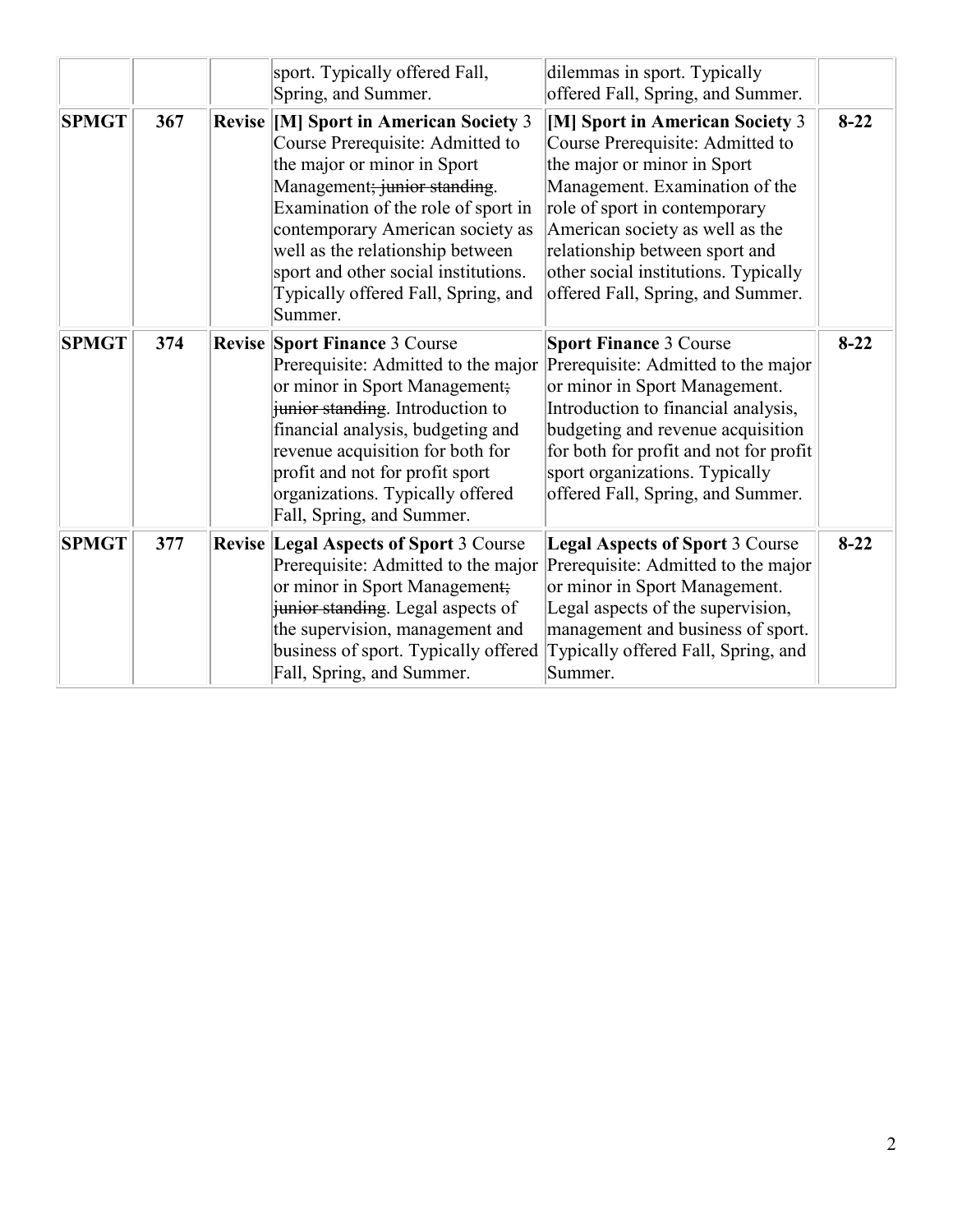| | | | | | |
|---|---|---|---|---|---|
| | | | sport. Typically offered Fall, Spring, and Summer. | dilemmas in sport. Typically offered Fall, Spring, and Summer. | |
| **SPMGT** | **367** | **Revise** | **[M] Sport in American Society** 3 Course Prerequisite: Admitted to the major or minor in Sport Management~~; junior standing~~. Examination of the role of sport in contemporary American society as well as the relationship between sport and other social institutions. Typically offered Fall, Spring, and Summer. | **[M] Sport in American Society** 3 Course Prerequisite: Admitted to the major or minor in Sport Management. Examination of the role of sport in contemporary American society as well as the relationship between sport and other social institutions. Typically offered Fall, Spring, and Summer. | **8-22** |
| **SPMGT** | **374** | **Revise** | **Sport Finance** 3 Course Prerequisite: Admitted to the major or minor in Sport Management~~; junior standing~~. Introduction to financial analysis, budgeting and revenue acquisition for both for profit and not for profit sport organizations. Typically offered Fall, Spring, and Summer. | **Sport Finance** 3 Course Prerequisite: Admitted to the major or minor in Sport Management. Introduction to financial analysis, budgeting and revenue acquisition for both for profit and not for profit sport organizations. Typically offered Fall, Spring, and Summer. | **8-22** |
| **SPMGT** | **377** | **Revise** | **Legal Aspects of Sport** 3 Course Prerequisite: Admitted to the major or minor in Sport Management~~; junior standing~~. Legal aspects of the supervision, management and business of sport. Typically offered Fall, Spring, and Summer. | **Legal Aspects of Sport** 3 Course Prerequisite: Admitted to the major or minor in Sport Management. Legal aspects of the supervision, management and business of sport. Typically offered Fall, Spring, and Summer. | **8-22** |